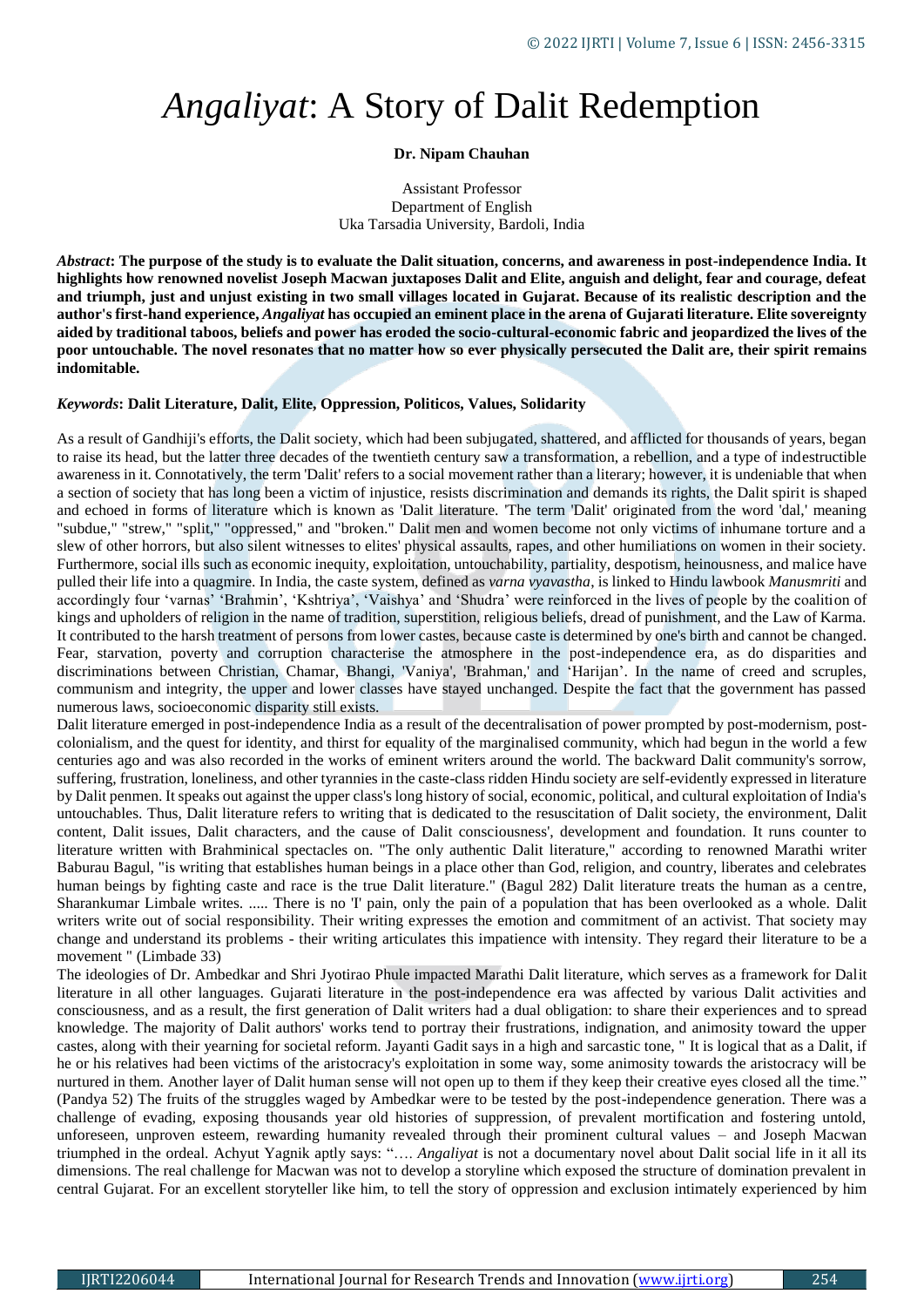# *Angaliyat*: A Story of Dalit Redemption

**Dr. Nipam Chauhan**

Assistant Professor
Department of English
Uka Tarsadia University, Bardoli, India

***Abstract*: The purpose of the study is to evaluate the Dalit situation, concerns, and awareness in post-independence India. It highlights how renowned novelist Joseph Macwan juxtaposes Dalit and Elite, anguish and delight, fear and courage, defeat and triumph, just and unjust existing in two small villages located in Gujarat. Because of its realistic description and the author's first-hand experience, *Angaliyat* has occupied an eminent place in the arena of Gujarati literature. Elite sovereignty aided by traditional taboos, beliefs and power has eroded the socio-cultural-economic fabric and jeopardized the lives of the poor untouchable. The novel resonates that no matter how so ever physically persecuted the Dalit are, their spirit remains indomitable.**

***Keywords*: Dalit Literature, Dalit, Elite, Oppression, Politicos, Values, Solidarity**

As a result of Gandhiji's efforts, the Dalit society, which had been subjugated, shattered, and afflicted for thousands of years, began to raise its head, but the latter three decades of the twentieth century saw a transformation, a rebellion, and a type of indestructible awareness in it. Connotatively, the term 'Dalit' refers to a social movement rather than a literary; however, it is undeniable that when a section of society that has long been a victim of injustice, resists discrimination and demands its rights, the Dalit spirit is shaped and echoed in forms of literature which is known as 'Dalit literature. 'The term 'Dalit' originated from the word 'dal,' meaning "subdue," "strew," "split," "oppressed," and "broken." Dalit men and women become not only victims of inhumane torture and a slew of other horrors, but also silent witnesses to elites' physical assaults, rapes, and other humiliations on women in their society. Furthermore, social ills such as economic inequity, exploitation, untouchability, partiality, despotism, heinousness, and malice have pulled their life into a quagmire. In India, the caste system, defined as *varna vyavastha*, is linked to Hindu lawbook *Manusmriti* and accordingly four 'varnas' 'Brahmin', 'Kshtriya', 'Vaishya' and 'Shudra' were reinforced in the lives of people by the coalition of kings and upholders of religion in the name of tradition, superstition, religious beliefs, dread of punishment, and the Law of Karma. It contributed to the harsh treatment of persons from lower castes, because caste is determined by one's birth and cannot be changed. Fear, starvation, poverty and corruption characterise the atmosphere in the post-independence era, as do disparities and discriminations between Christian, Chamar, Bhangi, 'Vaniya', 'Brahman,' and 'Harijan'. In the name of creed and scruples, communism and integrity, the upper and lower classes have stayed unchanged. Despite the fact that the government has passed numerous laws, socioeconomic disparity still exists.

Dalit literature emerged in post-independence India as a result of the decentralisation of power prompted by post-modernism, post-colonialism, and the quest for identity, and thirst for equality of the marginalised community, which had begun in the world a few centuries ago and was also recorded in the works of eminent writers around the world. The backward Dalit community's sorrow, suffering, frustration, loneliness, and other tyrannies in the caste-class ridden Hindu society are self-evidently expressed in literature by Dalit penmen. It speaks out against the upper class's long history of social, economic, political, and cultural exploitation of India's untouchables. Thus, Dalit literature refers to writing that is dedicated to the resuscitation of Dalit society, the environment, Dalit content, Dalit issues, Dalit characters, and the cause of Dalit consciousness', development and foundation. It runs counter to literature written with Brahminical spectacles on. "The only authentic Dalit literature," according to renowned Marathi writer Baburau Bagul, "is writing that establishes human beings in a place other than God, religion, and country, liberates and celebrates human beings by fighting caste and race is the true Dalit literature." (Bagul 282) Dalit literature treats the human as a centre, Sharankumar Limbale writes. ..... There is no 'I' pain, only the pain of a population that has been overlooked as a whole. Dalit writers write out of social responsibility. Their writing expresses the emotion and commitment of an activist. That society may change and understand its problems - their writing articulates this impatience with intensity. They regard their literature to be a movement " (Limbade 33)

The ideologies of Dr. Ambedkar and Shri Jyotirao Phule impacted Marathi Dalit literature, which serves as a framework for Dalit literature in all other languages. Gujarati literature in the post-independence era was affected by various Dalit activities and consciousness, and as a result, the first generation of Dalit writers had a dual obligation: to share their experiences and to spread knowledge. The majority of Dalit authors' works tend to portray their frustrations, indignation, and animosity toward the upper castes, along with their yearning for societal reform. Jayanti Gadit says in a high and sarcastic tone, " It is logical that as a Dalit, if he or his relatives had been victims of the aristocracy's exploitation in some way, some animosity towards the aristocracy will be nurtured in them. Another layer of Dalit human sense will not open up to them if they keep their creative eyes closed all the time." (Pandya 52) The fruits of the struggles waged by Ambedkar were to be tested by the post-independence generation. There was a challenge of evading, exposing thousands year old histories of suppression, of prevalent mortification and fostering untold, unforeseen, unproven esteem, rewarding humanity revealed through their prominent cultural values – and Joseph Macwan triumphed in the ordeal. Achyut Yagnik aptly says: "…. *Angaliyat* is not a documentary novel about Dalit social life in it all its dimensions. The real challenge for Macwan was not to develop a storyline which exposed the structure of domination prevalent in central Gujarat. For an excellent storyteller like him, to tell the story of oppression and exclusion intimately experienced by him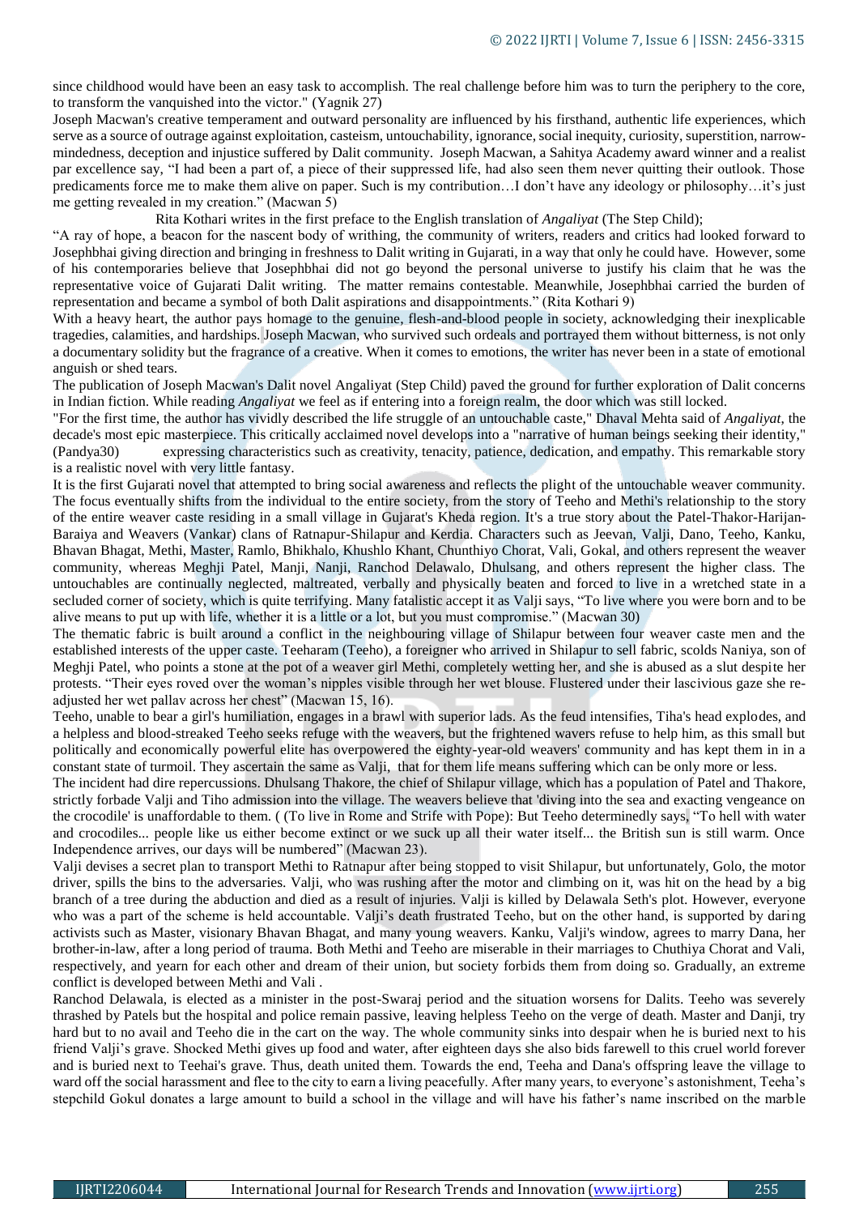since childhood would have been an easy task to accomplish. The real challenge before him was to turn the periphery to the core, to transform the vanquished into the victor." (Yagnik 27)

Joseph Macwan's creative temperament and outward personality are influenced by his firsthand, authentic life experiences, which serve as a source of outrage against exploitation, casteism, untouchability, ignorance, social inequity, curiosity, superstition, narrow-mindedness, deception and injustice suffered by Dalit community. Joseph Macwan, a Sahitya Academy award winner and a realist par excellence say, "I had been a part of, a piece of their suppressed life, had also seen them never quitting their outlook. Those predicaments force me to make them alive on paper. Such is my contribution…I don't have any ideology or philosophy…it's just me getting revealed in my creation." (Macwan 5)

Rita Kothari writes in the first preface to the English translation of *Angaliyat* (The Step Child);

"A ray of hope, a beacon for the nascent body of writhing, the community of writers, readers and critics had looked forward to Josephbhai giving direction and bringing in freshness to Dalit writing in Gujarati, in a way that only he could have. However, some of his contemporaries believe that Josephbhai did not go beyond the personal universe to justify his claim that he was the representative voice of Gujarati Dalit writing. The matter remains contestable. Meanwhile, Josephbhai carried the burden of representation and became a symbol of both Dalit aspirations and disappointments." (Rita Kothari 9)

With a heavy heart, the author pays homage to the genuine, flesh-and-blood people in society, acknowledging their inexplicable tragedies, calamities, and hardships. Joseph Macwan, who survived such ordeals and portrayed them without bitterness, is not only a documentary solidity but the fragrance of a creative. When it comes to emotions, the writer has never been in a state of emotional anguish or shed tears.

The publication of Joseph Macwan's Dalit novel Angaliyat (Step Child) paved the ground for further exploration of Dalit concerns in Indian fiction. While reading *Angaliyat* we feel as if entering into a foreign realm, the door which was still locked.

"For the first time, the author has vividly described the life struggle of an untouchable caste," Dhaval Mehta said of *Angaliyat*, the decade's most epic masterpiece. This critically acclaimed novel develops into a "narrative of human beings seeking their identity," (Pandya30) expressing characteristics such as creativity, tenacity, patience, dedication, and empathy. This remarkable story is a realistic novel with very little fantasy.

It is the first Gujarati novel that attempted to bring social awareness and reflects the plight of the untouchable weaver community. The focus eventually shifts from the individual to the entire society, from the story of Teeho and Methi's relationship to the story of the entire weaver caste residing in a small village in Gujarat's Kheda region. It's a true story about the Patel-Thakor-Harijan-Baraiya and Weavers (Vankar) clans of Ratnapur-Shilapur and Kerdia. Characters such as Jeevan, Valji, Dano, Teeho, Kanku, Bhavan Bhagat, Methi, Master, Ramlo, Bhikhalo, Khushlo Khant, Chunthiyo Chorat, Vali, Gokal, and others represent the weaver community, whereas Meghji Patel, Manji, Nanji, Ranchod Delawalo, Dhulsang, and others represent the higher class. The untouchables are continually neglected, maltreated, verbally and physically beaten and forced to live in a wretched state in a secluded corner of society, which is quite terrifying. Many fatalistic accept it as Valji says, "To live where you were born and to be alive means to put up with life, whether it is a little or a lot, but you must compromise." (Macwan 30)

The thematic fabric is built around a conflict in the neighbouring village of Shilapur between four weaver caste men and the established interests of the upper caste. Teeharam (Teeho), a foreigner who arrived in Shilapur to sell fabric, scolds Naniya, son of Meghji Patel, who points a stone at the pot of a weaver girl Methi, completely wetting her, and she is abused as a slut despite her protests. "Their eyes roved over the woman's nipples visible through her wet blouse. Flustered under their lascivious gaze she re-adjusted her wet pallav across her chest" (Macwan 15, 16).

Teeho, unable to bear a girl's humiliation, engages in a brawl with superior lads. As the feud intensifies, Tiha's head explodes, and a helpless and blood-streaked Teeho seeks refuge with the weavers, but the frightened wavers refuse to help him, as this small but politically and economically powerful elite has overpowered the eighty-year-old weavers' community and has kept them in in a constant state of turmoil. They ascertain the same as Valji, that for them life means suffering which can be only more or less.

The incident had dire repercussions. Dhulsang Thakore, the chief of Shilapur village, which has a population of Patel and Thakore, strictly forbade Valji and Tiho admission into the village. The weavers believe that 'diving into the sea and exacting vengeance on the crocodile' is unaffordable to them. ( (To live in Rome and Strife with Pope): But Teeho determinedly says, "To hell with water and crocodiles... people like us either become extinct or we suck up all their water itself... the British sun is still warm. Once Independence arrives, our days will be numbered" (Macwan 23).

Valji devises a secret plan to transport Methi to Ratnapur after being stopped to visit Shilapur, but unfortunately, Golo, the motor driver, spills the bins to the adversaries. Valji, who was rushing after the motor and climbing on it, was hit on the head by a big branch of a tree during the abduction and died as a result of injuries. Valji is killed by Delawala Seth's plot. However, everyone who was a part of the scheme is held accountable. Valji's death frustrated Teeho, but on the other hand, is supported by daring activists such as Master, visionary Bhavan Bhagat, and many young weavers. Kanku, Valji's window, agrees to marry Dana, her brother-in-law, after a long period of trauma. Both Methi and Teeho are miserable in their marriages to Chuthiya Chorat and Vali, respectively, and yearn for each other and dream of their union, but society forbids them from doing so. Gradually, an extreme conflict is developed between Methi and Vali .

Ranchod Delawala, is elected as a minister in the post-Swaraj period and the situation worsens for Dalits. Teeho was severely thrashed by Patels but the hospital and police remain passive, leaving helpless Teeho on the verge of death. Master and Danji, try hard but to no avail and Teeho die in the cart on the way. The whole community sinks into despair when he is buried next to his friend Valji's grave. Shocked Methi gives up food and water, after eighteen days she also bids farewell to this cruel world forever and is buried next to Teehai's grave. Thus, death united them. Towards the end, Teeha and Dana's offspring leave the village to ward off the social harassment and flee to the city to earn a living peacefully. After many years, to everyone's astonishment, Teeha's stepchild Gokul donates a large amount to build a school in the village and will have his father's name inscribed on the marble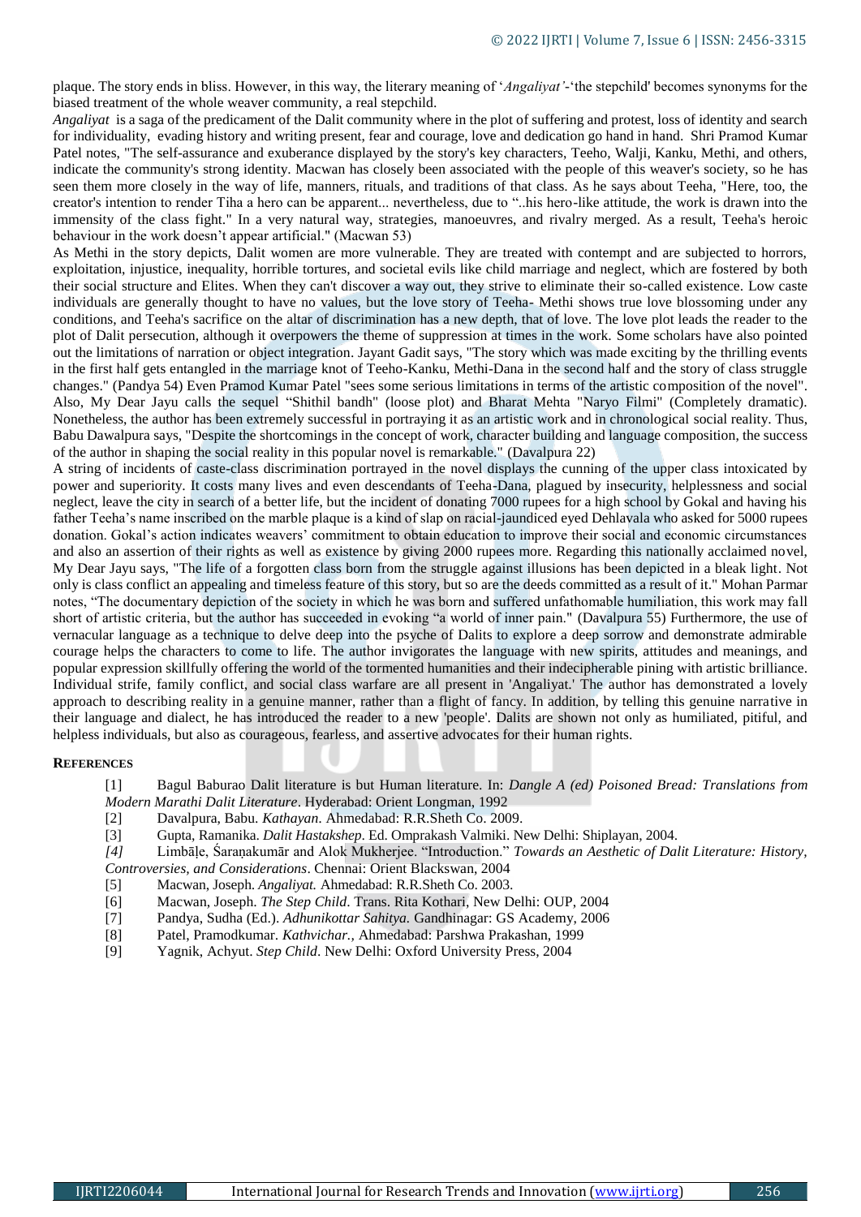plaque. The story ends in bliss. However, in this way, the literary meaning of '*Angaliyat'*-'the stepchild' becomes synonyms for the biased treatment of the whole weaver community, a real stepchild.

*Angaliyat* is a saga of the predicament of the Dalit community where in the plot of suffering and protest, loss of identity and search for individuality, evading history and writing present, fear and courage, love and dedication go hand in hand. Shri Pramod Kumar Patel notes, "The self-assurance and exuberance displayed by the story's key characters, Teeho, Walji, Kanku, Methi, and others, indicate the community's strong identity. Macwan has closely been associated with the people of this weaver's society, so he has seen them more closely in the way of life, manners, rituals, and traditions of that class. As he says about Teeha, "Here, too, the creator's intention to render Tiha a hero can be apparent... nevertheless, due to "..his hero-like attitude, the work is drawn into the immensity of the class fight." In a very natural way, strategies, manoeuvres, and rivalry merged. As a result, Teeha's heroic behaviour in the work doesn't appear artificial." (Macwan 53)

As Methi in the story depicts, Dalit women are more vulnerable. They are treated with contempt and are subjected to horrors, exploitation, injustice, inequality, horrible tortures, and societal evils like child marriage and neglect, which are fostered by both their social structure and Elites. When they can't discover a way out, they strive to eliminate their so-called existence. Low caste individuals are generally thought to have no values, but the love story of Teeha- Methi shows true love blossoming under any conditions, and Teeha's sacrifice on the altar of discrimination has a new depth, that of love. The love plot leads the reader to the plot of Dalit persecution, although it overpowers the theme of suppression at times in the work. Some scholars have also pointed out the limitations of narration or object integration. Jayant Gadit says, "The story which was made exciting by the thrilling events in the first half gets entangled in the marriage knot of Teeho-Kanku, Methi-Dana in the second half and the story of class struggle changes." (Pandya 54) Even Pramod Kumar Patel "sees some serious limitations in terms of the artistic composition of the novel". Also, My Dear Jayu calls the sequel "Shithil bandh" (loose plot) and Bharat Mehta "Naryo Filmi" (Completely dramatic). Nonetheless, the author has been extremely successful in portraying it as an artistic work and in chronological social reality. Thus, Babu Dawalpura says, "Despite the shortcomings in the concept of work, character building and language composition, the success of the author in shaping the social reality in this popular novel is remarkable." (Davalpura 22)

A string of incidents of caste-class discrimination portrayed in the novel displays the cunning of the upper class intoxicated by power and superiority. It costs many lives and even descendants of Teeha-Dana, plagued by insecurity, helplessness and social neglect, leave the city in search of a better life, but the incident of donating 7000 rupees for a high school by Gokal and having his father Teeha's name inscribed on the marble plaque is a kind of slap on racial-jaundiced eyed Dehlavala who asked for 5000 rupees donation. Gokal's action indicates weavers' commitment to obtain education to improve their social and economic circumstances and also an assertion of their rights as well as existence by giving 2000 rupees more. Regarding this nationally acclaimed novel, My Dear Jayu says, "The life of a forgotten class born from the struggle against illusions has been depicted in a bleak light. Not only is class conflict an appealing and timeless feature of this story, but so are the deeds committed as a result of it." Mohan Parmar notes, "The documentary depiction of the society in which he was born and suffered unfathomable humiliation, this work may fall short of artistic criteria, but the author has succeeded in evoking "a world of inner pain." (Davalpura 55) Furthermore, the use of vernacular language as a technique to delve deep into the psyche of Dalits to explore a deep sorrow and demonstrate admirable courage helps the characters to come to life. The author invigorates the language with new spirits, attitudes and meanings, and popular expression skillfully offering the world of the tormented humanities and their indecipherable pining with artistic brilliance. Individual strife, family conflict, and social class warfare are all present in 'Angaliyat.' The author has demonstrated a lovely approach to describing reality in a genuine manner, rather than a flight of fancy. In addition, by telling this genuine narrative in their language and dialect, he has introduced the reader to a new 'people'. Dalits are shown not only as humiliated, pitiful, and helpless individuals, but also as courageous, fearless, and assertive advocates for their human rights.

## REFERENCES

[1] Bagul Baburao Dalit literature is but Human literature. In: *Dangle A (ed) Poisoned Bread: Translations from Modern Marathi Dalit Literature*. Hyderabad: Orient Longman, 1992

[2] Davalpura, Babu. *Kathayan*. Ahmedabad: R.R.Sheth Co. 2009.

[3] Gupta, Ramanika. *Dalit Hastakshep*. Ed. Omprakash Valmiki. New Delhi: Shiplayan, 2004.

*[4]* Limbāḷe, Śaraṇakumār and Alok Mukherjee. "Introduction." *Towards an Aesthetic of Dalit Literature: History, Controversies, and Considerations*. Chennai: Orient Blackswan, 2004

[5] Macwan, Joseph. *Angaliyat.* Ahmedabad: R.R.Sheth Co. 2003.

[6] Macwan, Joseph. *The Step Child*. Trans. Rita Kothari, New Delhi: OUP, 2004

[7] Pandya, Sudha (Ed.). *Adhunikottar Sahitya.* Gandhinagar: GS Academy, 2006

[8] Patel, Pramodkumar. *Kathvichar.,* Ahmedabad: Parshwa Prakashan, 1999

[9] Yagnik, Achyut. *Step Child*. New Delhi: Oxford University Press, 2004